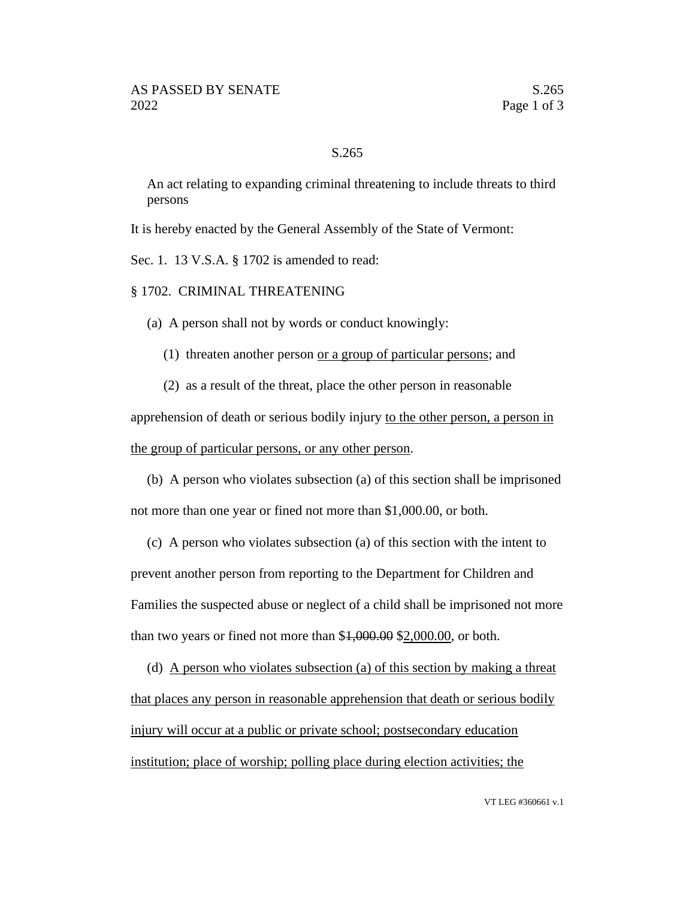S.265

An act relating to expanding criminal threatening to include threats to third persons

It is hereby enacted by the General Assembly of the State of Vermont:

Sec. 1. 13 V.S.A. § 1702 is amended to read:

§ 1702. CRIMINAL THREATENING

(a) A person shall not by words or conduct knowingly:

(1) threaten another person <u>or a group of particular persons</u>; and

(2) as a result of the threat, place the other person in reasonable apprehension of death or serious bodily injury <u>to the other person, a person in the group of particular persons, or any other person</u>.

(b) A person who violates subsection (a) of this section shall be imprisoned not more than one year or fined not more than $1,000.00, or both.

(c) A person who violates subsection (a) of this section with the intent to prevent another person from reporting to the Department for Children and Families the suspected abuse or neglect of a child shall be imprisoned not more than two years or fined not more than $~~1,000.00~~ $<u>2,000.00</u>, or both.

(d) <u>A person who violates subsection (a) of this section by making a threat that places any person in reasonable apprehension that death or serious bodily injury will occur at a public or private school; postsecondary education institution; place of worship; polling place during election activities; the</u>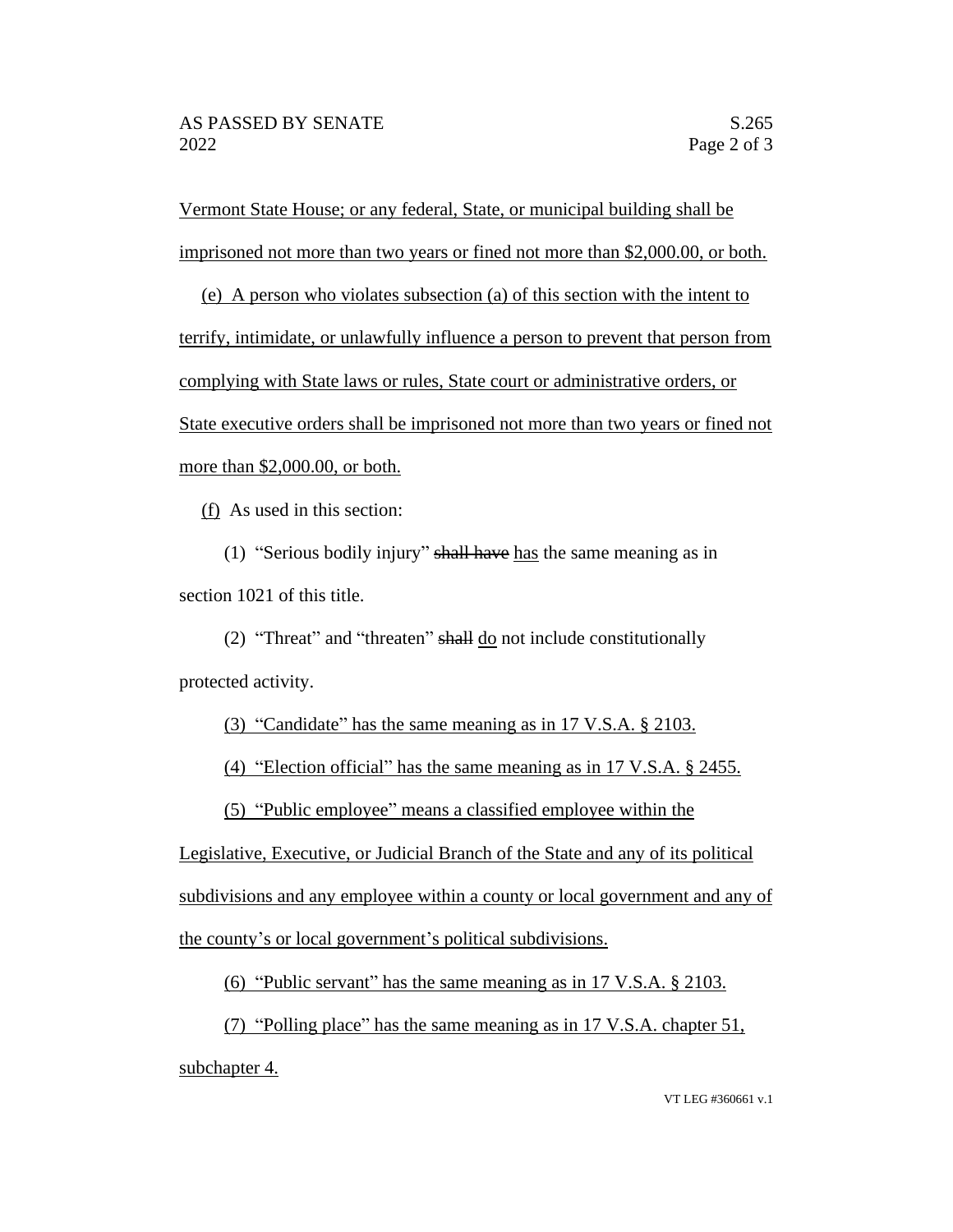Vermont State House; or any federal, State, or municipal building shall be imprisoned not more than two years or fined not more than $2,000.00, or both.

(e) A person who violates subsection (a) of this section with the intent to terrify, intimidate, or unlawfully influence a person to prevent that person from complying with State laws or rules, State court or administrative orders, or State executive orders shall be imprisoned not more than two years or fined not more than $2,000.00, or both.

(f) As used in this section:

(1) "Serious bodily injury" ~~shall have~~ has the same meaning as in section 1021 of this title.

(2) "Threat" and "threaten" ~~shall~~ do not include constitutionally protected activity.

(3) "Candidate" has the same meaning as in 17 V.S.A. § 2103.

(4) "Election official" has the same meaning as in 17 V.S.A. § 2455.

(5) "Public employee" means a classified employee within the Legislative, Executive, or Judicial Branch of the State and any of its political subdivisions and any employee within a county or local government and any of the county's or local government's political subdivisions.

(6) "Public servant" has the same meaning as in 17 V.S.A. § 2103.

(7) "Polling place" has the same meaning as in 17 V.S.A. chapter 51, subchapter 4.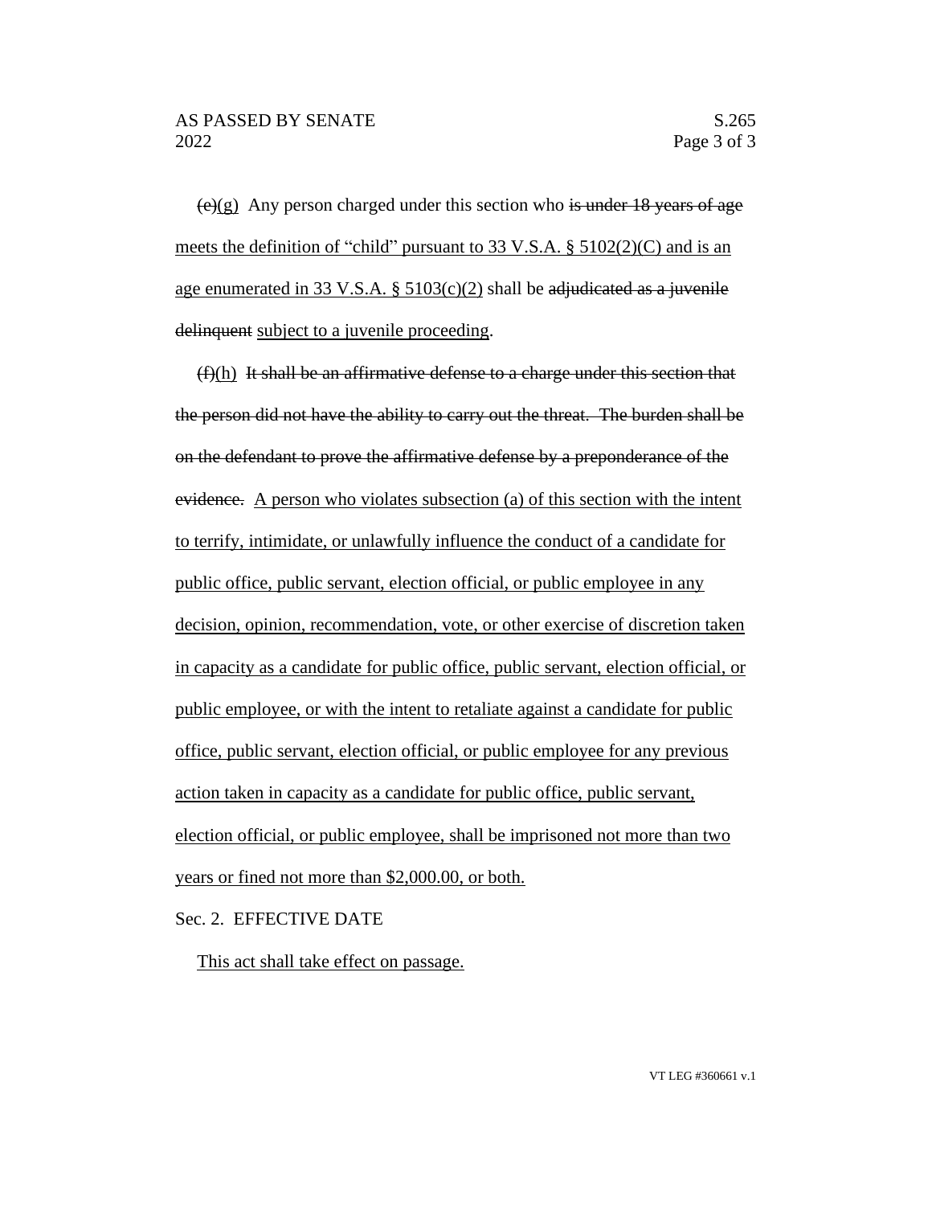~~(e)~~<u>(g)</u> Any person charged under this section who ~~is under 18 years of age~~ <u>meets the definition of "child" pursuant to 33 V.S.A. § 5102(2)(C) and is an age enumerated in 33 V.S.A. § 5103(c)(2)</u> shall be ~~adjudicated as a juvenile delinquent~~ <u>subject to a juvenile proceeding</u>.

~~(f)~~<u>(h)</u> ~~It shall be an affirmative defense to a charge under this section that the person did not have the ability to carry out the threat. The burden shall be on the defendant to prove the affirmative defense by a preponderance of the evidence.~~ <u>A person who violates subsection (a) of this section with the intent to terrify, intimidate, or unlawfully influence the conduct of a candidate for public office, public servant, election official, or public employee in any decision, opinion, recommendation, vote, or other exercise of discretion taken in capacity as a candidate for public office, public servant, election official, or public employee, or with the intent to retaliate against a candidate for public office, public servant, election official, or public employee for any previous action taken in capacity as a candidate for public office, public servant, election official, or public employee, shall be imprisoned not more than two years or fined not more than $2,000.00, or both.</u>

Sec. 2. EFFECTIVE DATE

<u>This act shall take effect on passage.</u>